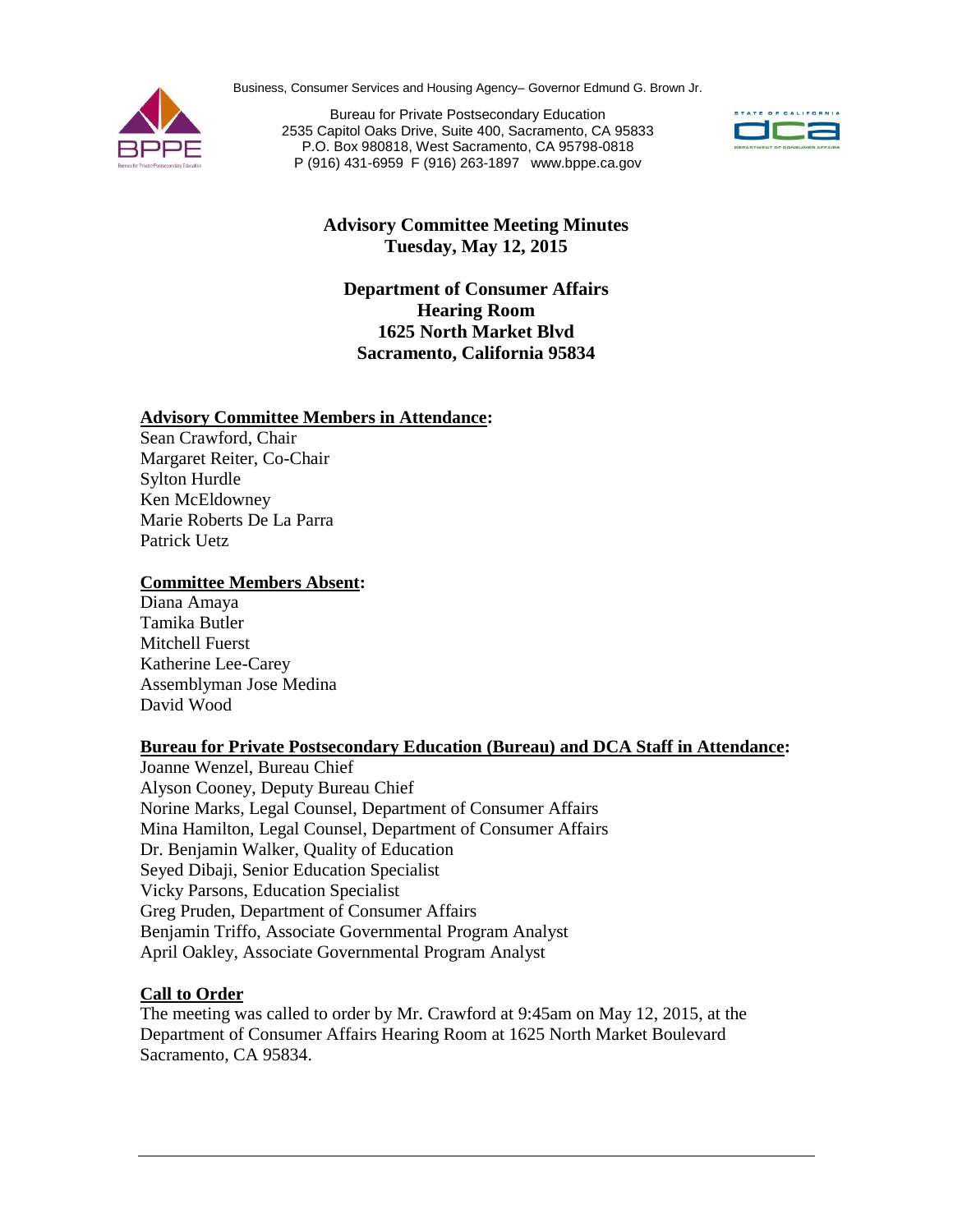Business, Consumer Services and Housing Agency– Governor Edmund G. Brown Jr.

Bureau for Private Postsecondary Education
2535 Capitol Oaks Drive, Suite 400, Sacramento, CA 95833
P.O. Box 980818, West Sacramento, CA 95798-0818
P (916) 431-6959 F (916) 263-1897 www.bppe.ca.gov

# Advisory Committee Meeting Minutes
## Tuesday, May 12, 2015

**Department of Consumer Affairs**
**Hearing Room**
**1625 North Market Blvd**
**Sacramento, California 95834**

**Advisory Committee Members in Attendance:**
Sean Crawford, Chair
Margaret Reiter, Co-Chair
Sylton Hurdle
Ken McEldowney
Marie Roberts De La Parra
Patrick Uetz

**Committee Members Absent:**
Diana Amaya
Tamika Butler
Mitchell Fuerst
Katherine Lee-Carey
Assemblyman Jose Medina
David Wood

**Bureau for Private Postsecondary Education (Bureau) and DCA Staff in Attendance:**
Joanne Wenzel, Bureau Chief
Alyson Cooney, Deputy Bureau Chief
Norine Marks, Legal Counsel, Department of Consumer Affairs
Mina Hamilton, Legal Counsel, Department of Consumer Affairs
Dr. Benjamin Walker, Quality of Education
Seyed Dibaji, Senior Education Specialist
Vicky Parsons, Education Specialist
Greg Pruden, Department of Consumer Affairs
Benjamin Triffo, Associate Governmental Program Analyst
April Oakley, Associate Governmental Program Analyst

**Call to Order**
The meeting was called to order by Mr. Crawford at 9:45am on May 12, 2015, at the Department of Consumer Affairs Hearing Room at 1625 North Market Boulevard Sacramento, CA 95834.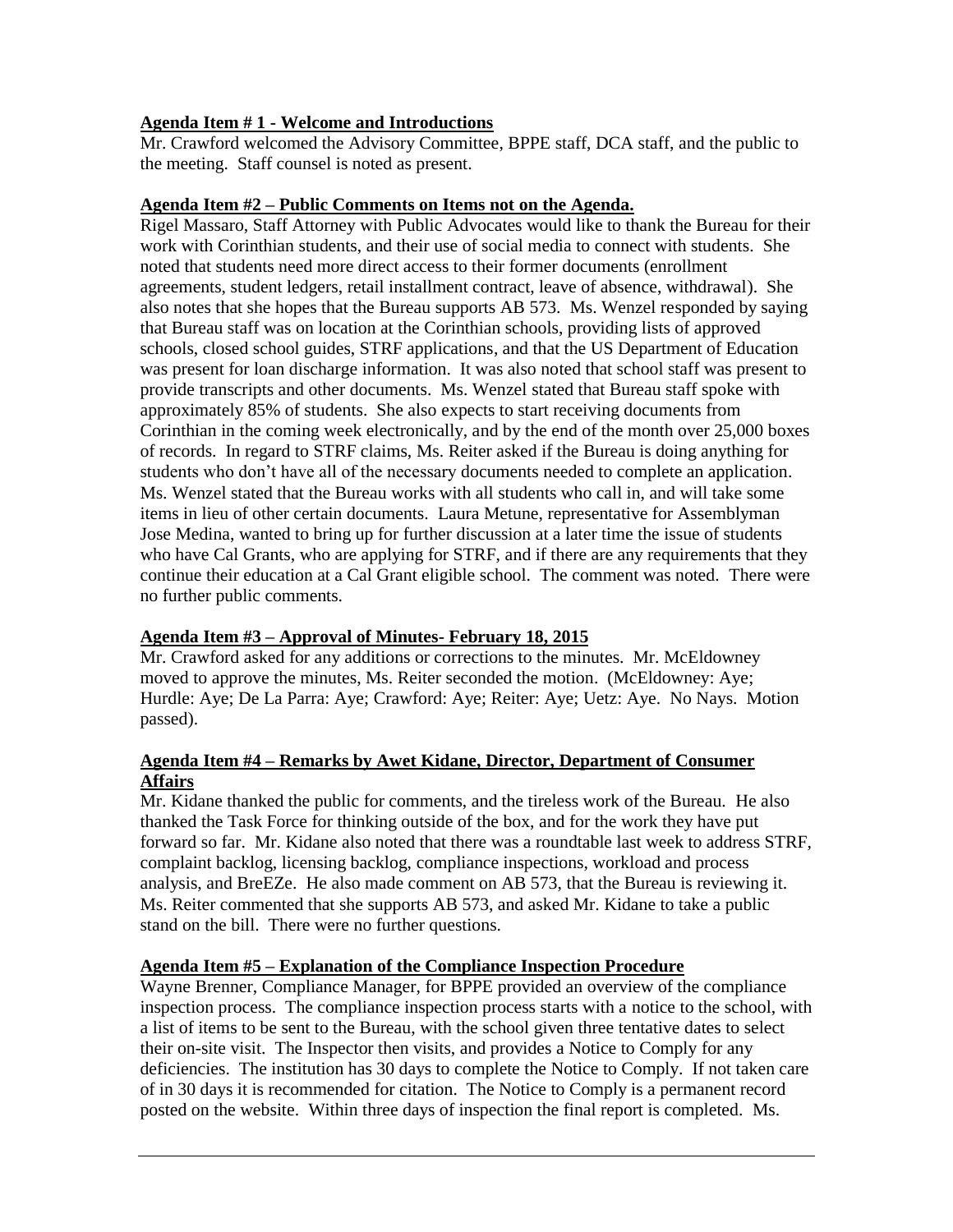**Agenda Item # 1 - Welcome and Introductions**

Mr. Crawford welcomed the Advisory Committee, BPPE staff, DCA staff, and the public to the meeting. Staff counsel is noted as present.

**Agenda Item #2 – Public Comments on Items not on the Agenda.**

Rigel Massaro, Staff Attorney with Public Advocates would like to thank the Bureau for their work with Corinthian students, and their use of social media to connect with students. She noted that students need more direct access to their former documents (enrollment agreements, student ledgers, retail installment contract, leave of absence, withdrawal). She also notes that she hopes that the Bureau supports AB 573. Ms. Wenzel responded by saying that Bureau staff was on location at the Corinthian schools, providing lists of approved schools, closed school guides, STRF applications, and that the US Department of Education was present for loan discharge information. It was also noted that school staff was present to provide transcripts and other documents. Ms. Wenzel stated that Bureau staff spoke with approximately 85% of students. She also expects to start receiving documents from Corinthian in the coming week electronically, and by the end of the month over 25,000 boxes of records. In regard to STRF claims, Ms. Reiter asked if the Bureau is doing anything for students who don't have all of the necessary documents needed to complete an application. Ms. Wenzel stated that the Bureau works with all students who call in, and will take some items in lieu of other certain documents. Laura Metune, representative for Assemblyman Jose Medina, wanted to bring up for further discussion at a later time the issue of students who have Cal Grants, who are applying for STRF, and if there are any requirements that they continue their education at a Cal Grant eligible school. The comment was noted. There were no further public comments.

**Agenda Item #3 – Approval of Minutes- February 18, 2015**

Mr. Crawford asked for any additions or corrections to the minutes. Mr. McEldowney moved to approve the minutes, Ms. Reiter seconded the motion. (McEldowney: Aye; Hurdle: Aye; De La Parra: Aye; Crawford: Aye; Reiter: Aye; Uetz: Aye. No Nays. Motion passed).

**Agenda Item #4 – Remarks by Awet Kidane, Director, Department of Consumer Affairs**

Mr. Kidane thanked the public for comments, and the tireless work of the Bureau. He also thanked the Task Force for thinking outside of the box, and for the work they have put forward so far. Mr. Kidane also noted that there was a roundtable last week to address STRF, complaint backlog, licensing backlog, compliance inspections, workload and process analysis, and BreEZe. He also made comment on AB 573, that the Bureau is reviewing it. Ms. Reiter commented that she supports AB 573, and asked Mr. Kidane to take a public stand on the bill. There were no further questions.

**Agenda Item #5 – Explanation of the Compliance Inspection Procedure**

Wayne Brenner, Compliance Manager, for BPPE provided an overview of the compliance inspection process. The compliance inspection process starts with a notice to the school, with a list of items to be sent to the Bureau, with the school given three tentative dates to select their on-site visit. The Inspector then visits, and provides a Notice to Comply for any deficiencies. The institution has 30 days to complete the Notice to Comply. If not taken care of in 30 days it is recommended for citation. The Notice to Comply is a permanent record posted on the website. Within three days of inspection the final report is completed. Ms.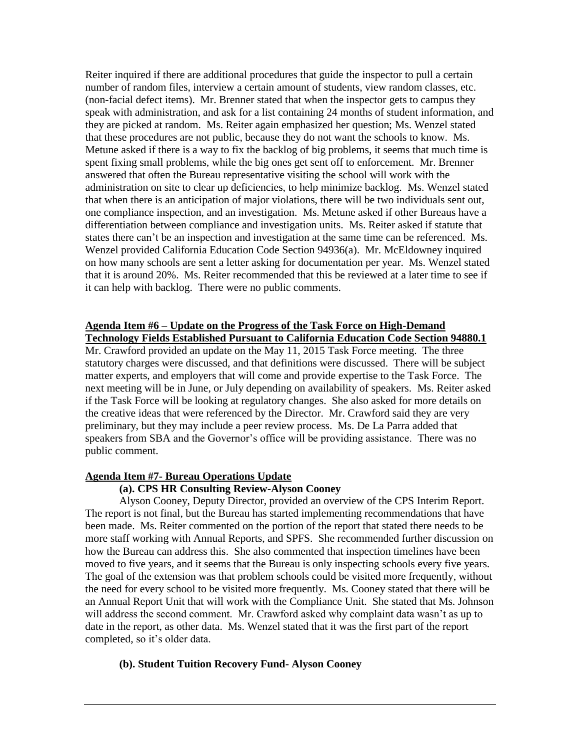Reiter inquired if there are additional procedures that guide the inspector to pull a certain number of random files, interview a certain amount of students, view random classes, etc. (non-facial defect items). Mr. Brenner stated that when the inspector gets to campus they speak with administration, and ask for a list containing 24 months of student information, and they are picked at random. Ms. Reiter again emphasized her question; Ms. Wenzel stated that these procedures are not public, because they do not want the schools to know. Ms. Metune asked if there is a way to fix the backlog of big problems, it seems that much time is spent fixing small problems, while the big ones get sent off to enforcement. Mr. Brenner answered that often the Bureau representative visiting the school will work with the administration on site to clear up deficiencies, to help minimize backlog. Ms. Wenzel stated that when there is an anticipation of major violations, there will be two individuals sent out, one compliance inspection, and an investigation. Ms. Metune asked if other Bureaus have a differentiation between compliance and investigation units. Ms. Reiter asked if statute that states there can't be an inspection and investigation at the same time can be referenced. Ms. Wenzel provided California Education Code Section 94936(a). Mr. McEldowney inquired on how many schools are sent a letter asking for documentation per year. Ms. Wenzel stated that it is around 20%. Ms. Reiter recommended that this be reviewed at a later time to see if it can help with backlog. There were no public comments.

**Agenda Item #6 – Update on the Progress of the Task Force on High-Demand Technology Fields Established Pursuant to California Education Code Section 94880.1**

Mr. Crawford provided an update on the May 11, 2015 Task Force meeting. The three statutory charges were discussed, and that definitions were discussed. There will be subject matter experts, and employers that will come and provide expertise to the Task Force. The next meeting will be in June, or July depending on availability of speakers. Ms. Reiter asked if the Task Force will be looking at regulatory changes. She also asked for more details on the creative ideas that were referenced by the Director. Mr. Crawford said they are very preliminary, but they may include a peer review process. Ms. De La Parra added that speakers from SBA and the Governor's office will be providing assistance. There was no public comment.

**Agenda Item #7- Bureau Operations Update**

**(a). CPS HR Consulting Review-Alyson Cooney**

Alyson Cooney, Deputy Director, provided an overview of the CPS Interim Report. The report is not final, but the Bureau has started implementing recommendations that have been made. Ms. Reiter commented on the portion of the report that stated there needs to be more staff working with Annual Reports, and SPFS. She recommended further discussion on how the Bureau can address this. She also commented that inspecting timelines have been moved to five years, and it seems that the Bureau is only inspecting schools every five years. The goal of the extension was that problem schools could be visited more frequently, without the need for every school to be visited more frequently. Ms. Cooney stated that there will be an Annual Report Unit that will work with the Compliance Unit. She stated that Ms. Johnson will address the second comment. Mr. Crawford asked why complaint data wasn't as up to date in the report, as other data. Ms. Wenzel stated that it was the first part of the report completed, so it's older data.

**(b). Student Tuition Recovery Fund- Alyson Cooney**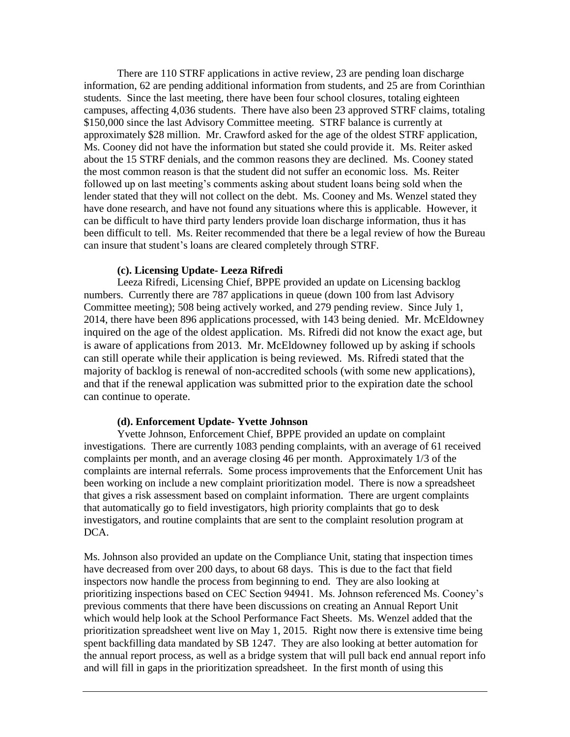There are 110 STRF applications in active review, 23 are pending loan discharge information, 62 are pending additional information from students, and 25 are from Corinthian students. Since the last meeting, there have been four school closures, totaling eighteen campuses, affecting 4,036 students. There have also been 23 approved STRF claims, totaling \$150,000 since the last Advisory Committee meeting. STRF balance is currently at approximately \$28 million. Mr. Crawford asked for the age of the oldest STRF application, Ms. Cooney did not have the information but stated she could provide it. Ms. Reiter asked about the 15 STRF denials, and the common reasons they are declined. Ms. Cooney stated the most common reason is that the student did not suffer an economic loss. Ms. Reiter followed up on last meeting's comments asking about student loans being sold when the lender stated that they will not collect on the debt. Ms. Cooney and Ms. Wenzel stated they have done research, and have not found any situations where this is applicable. However, it can be difficult to have third party lenders provide loan discharge information, thus it has been difficult to tell. Ms. Reiter recommended that there be a legal review of how the Bureau can insure that student's loans are cleared completely through STRF.

**(c). Licensing Update- Leeza Rifredi**

Leeza Rifredi, Licensing Chief, BPPE provided an update on Licensing backlog numbers. Currently there are 787 applications in queue (down 100 from last Advisory Committee meeting); 508 being actively worked, and 279 pending review. Since July 1, 2014, there have been 896 applications processed, with 143 being denied. Mr. McEldowney inquired on the age of the oldest application. Ms. Rifredi did not know the exact age, but is aware of applications from 2013. Mr. McEldowney followed up by asking if schools can still operate while their application is being reviewed. Ms. Rifredi stated that the majority of backlog is renewal of non-accredited schools (with some new applications), and that if the renewal application was submitted prior to the expiration date the school can continue to operate.

**(d). Enforcement Update- Yvette Johnson**

Yvette Johnson, Enforcement Chief, BPPE provided an update on complaint investigations. There are currently 1083 pending complaints, with an average of 61 received complaints per month, and an average closing 46 per month. Approximately 1/3 of the complaints are internal referrals. Some process improvements that the Enforcement Unit has been working on include a new complaint prioritization model. There is now a spreadsheet that gives a risk assessment based on complaint information. There are urgent complaints that automatically go to field investigators, high priority complaints that go to desk investigators, and routine complaints that are sent to the complaint resolution program at DCA.

Ms. Johnson also provided an update on the Compliance Unit, stating that inspection times have decreased from over 200 days, to about 68 days. This is due to the fact that field inspectors now handle the process from beginning to end. They are also looking at prioritizing inspections based on CEC Section 94941. Ms. Johnson referenced Ms. Cooney's previous comments that there have been discussions on creating an Annual Report Unit which would help look at the School Performance Fact Sheets. Ms. Wenzel added that the prioritization spreadsheet went live on May 1, 2015. Right now there is extensive time being spent backfilling data mandated by SB 1247. They are also looking at better automation for the annual report process, as well as a bridge system that will pull back end annual report info and will fill in gaps in the prioritization spreadsheet. In the first month of using this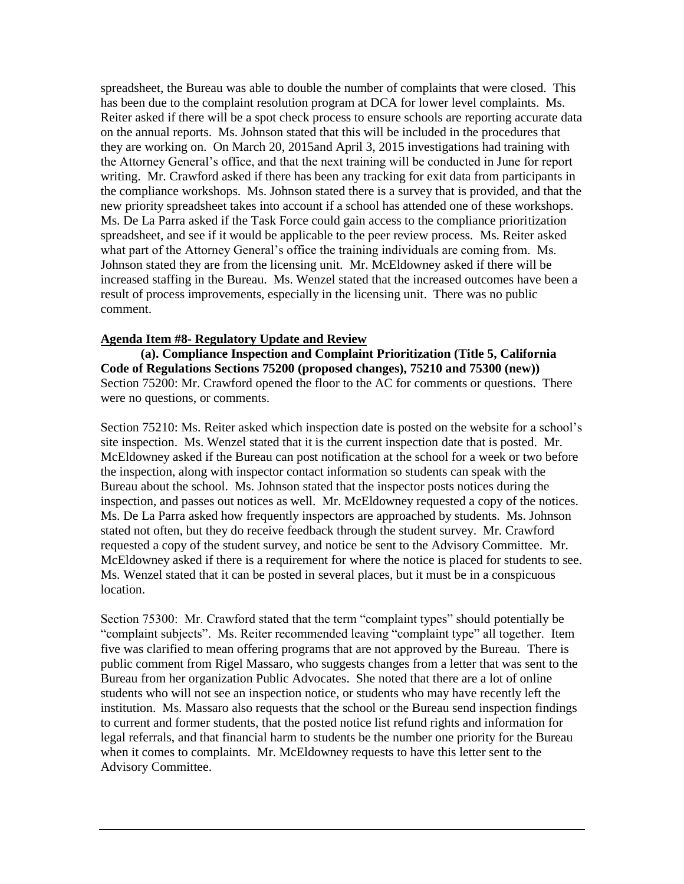spreadsheet, the Bureau was able to double the number of complaints that were closed. This has been due to the complaint resolution program at DCA for lower level complaints. Ms. Reiter asked if there will be a spot check process to ensure schools are reporting accurate data on the annual reports. Ms. Johnson stated that this will be included in the procedures that they are working on. On March 20, 2015and April 3, 2015 investigations had training with the Attorney General's office, and that the next training will be conducted in June for report writing. Mr. Crawford asked if there has been any tracking for exit data from participants in the compliance workshops. Ms. Johnson stated there is a survey that is provided, and that the new priority spreadsheet takes into account if a school has attended one of these workshops. Ms. De La Parra asked if the Task Force could gain access to the compliance prioritization spreadsheet, and see if it would be applicable to the peer review process. Ms. Reiter asked what part of the Attorney General's office the training individuals are coming from. Ms. Johnson stated they are from the licensing unit. Mr. McEldowney asked if there will be increased staffing in the Bureau. Ms. Wenzel stated that the increased outcomes have been a result of process improvements, especially in the licensing unit. There was no public comment.

**Agenda Item #8- Regulatory Update and Review**

**(a). Compliance Inspection and Complaint Prioritization (Title 5, California Code of Regulations Sections 75200 (proposed changes), 75210 and 75300 (new))**

Section 75200: Mr. Crawford opened the floor to the AC for comments or questions. There were no questions, or comments.

Section 75210: Ms. Reiter asked which inspection date is posted on the website for a school's site inspection. Ms. Wenzel stated that it is the current inspection date that is posted. Mr. McEldowney asked if the Bureau can post notification at the school for a week or two before the inspection, along with inspector contact information so students can speak with the Bureau about the school. Ms. Johnson stated that the inspector posts notices during the inspection, and passes out notices as well. Mr. McEldowney requested a copy of the notices. Ms. De La Parra asked how frequently inspectors are approached by students. Ms. Johnson stated not often, but they do receive feedback through the student survey. Mr. Crawford requested a copy of the student survey, and notice be sent to the Advisory Committee. Mr. McEldowney asked if there is a requirement for where the notice is placed for students to see. Ms. Wenzel stated that it can be posted in several places, but it must be in a conspicuous location.

Section 75300: Mr. Crawford stated that the term "complaint types" should potentially be "complaint subjects". Ms. Reiter recommended leaving "complaint type" all together. Item five was clarified to mean offering programs that are not approved by the Bureau. There is public comment from Rigel Massaro, who suggests changes from a letter that was sent to the Bureau from her organization Public Advocates. She noted that there are a lot of online students who will not see an inspection notice, or students who may have recently left the institution. Ms. Massaro also requests that the school or the Bureau send inspection findings to current and former students, that the posted notice list refund rights and information for legal referrals, and that financial harm to students be the number one priority for the Bureau when it comes to complaints. Mr. McEldowney requests to have this letter sent to the Advisory Committee.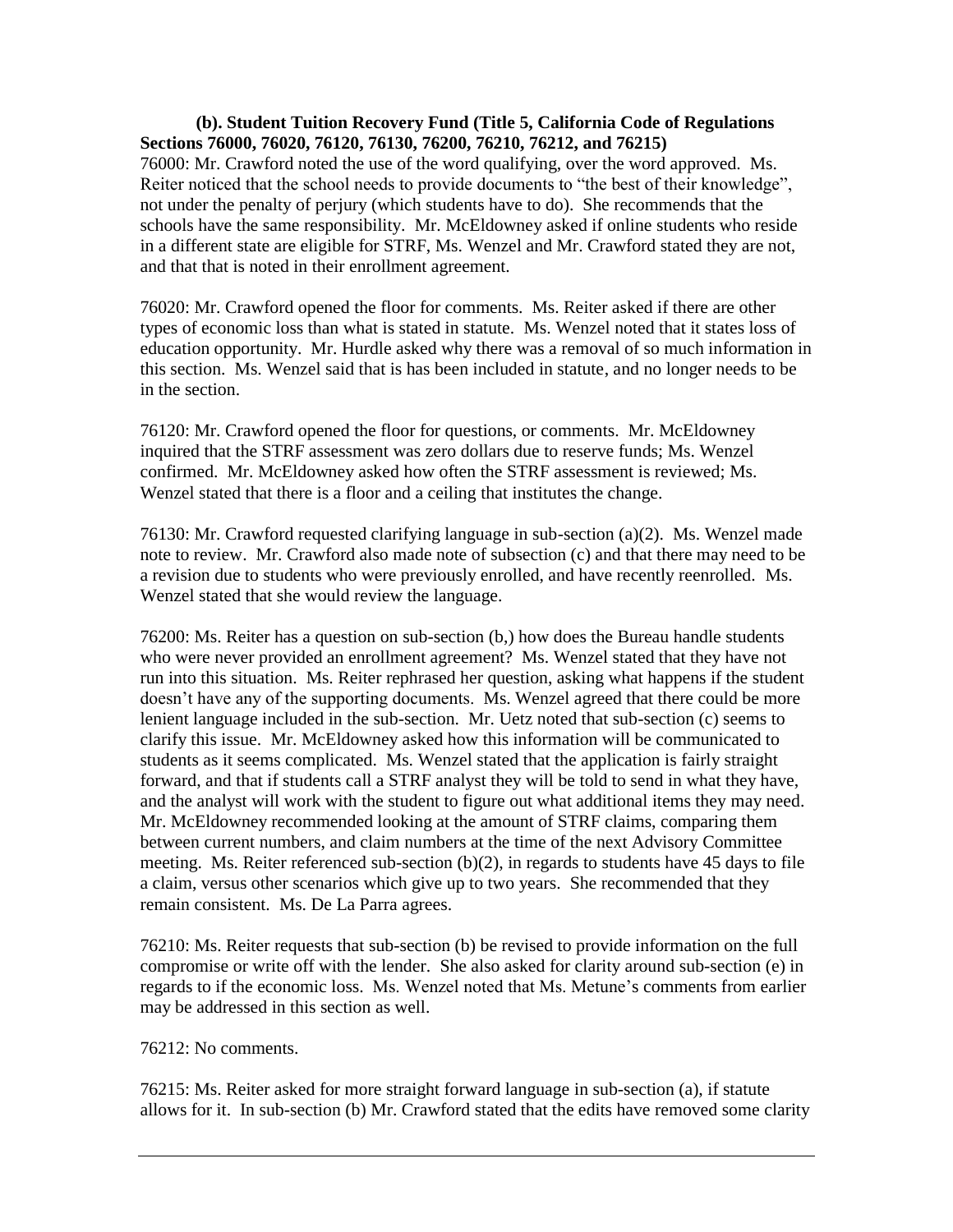**(b). Student Tuition Recovery Fund (Title 5, California Code of Regulations Sections 76000, 76020, 76120, 76130, 76200, 76210, 76212, and 76215)**

76000: Mr. Crawford noted the use of the word qualifying, over the word approved. Ms. Reiter noticed that the school needs to provide documents to "the best of their knowledge", not under the penalty of perjury (which students have to do). She recommends that the schools have the same responsibility. Mr. McEldowney asked if online students who reside in a different state are eligible for STRF, Ms. Wenzel and Mr. Crawford stated they are not, and that that is noted in their enrollment agreement.

76020: Mr. Crawford opened the floor for comments. Ms. Reiter asked if there are other types of economic loss than what is stated in statute. Ms. Wenzel noted that it states loss of education opportunity. Mr. Hurdle asked why there was a removal of so much information in this section. Ms. Wenzel said that is has been included in statute, and no longer needs to be in the section.

76120: Mr. Crawford opened the floor for questions, or comments. Mr. McEldowney inquired that the STRF assessment was zero dollars due to reserve funds; Ms. Wenzel confirmed. Mr. McEldowney asked how often the STRF assessment is reviewed; Ms. Wenzel stated that there is a floor and a ceiling that institutes the change.

76130: Mr. Crawford requested clarifying language in sub-section (a)(2). Ms. Wenzel made note to review. Mr. Crawford also made note of subsection (c) and that there may need to be a revision due to students who were previously enrolled, and have recently reenrolled. Ms. Wenzel stated that she would review the language.

76200: Ms. Reiter has a question on sub-section (b,) how does the Bureau handle students who were never provided an enrollment agreement? Ms. Wenzel stated that they have not run into this situation. Ms. Reiter rephrased her question, asking what happens if the student doesn't have any of the supporting documents. Ms. Wenzel agreed that there could be more lenient language included in the sub-section. Mr. Uetz noted that sub-section (c) seems to clarify this issue. Mr. McEldowney asked how this information will be communicated to students as it seems complicated. Ms. Wenzel stated that the application is fairly straight forward, and that if students call a STRF analyst they will be told to send in what they have, and the analyst will work with the student to figure out what additional items they may need. Mr. McEldowney recommended looking at the amount of STRF claims, comparing them between current numbers, and claim numbers at the time of the next Advisory Committee meeting. Ms. Reiter referenced sub-section (b)(2), in regards to students have 45 days to file a claim, versus other scenarios which give up to two years. She recommended that they remain consistent. Ms. De La Parra agrees.

76210: Ms. Reiter requests that sub-section (b) be revised to provide information on the full compromise or write off with the lender. She also asked for clarity around sub-section (e) in regards to if the economic loss. Ms. Wenzel noted that Ms. Metune's comments from earlier may be addressed in this section as well.

76212: No comments.

76215: Ms. Reiter asked for more straight forward language in sub-section (a), if statute allows for it. In sub-section (b) Mr. Crawford stated that the edits have removed some clarity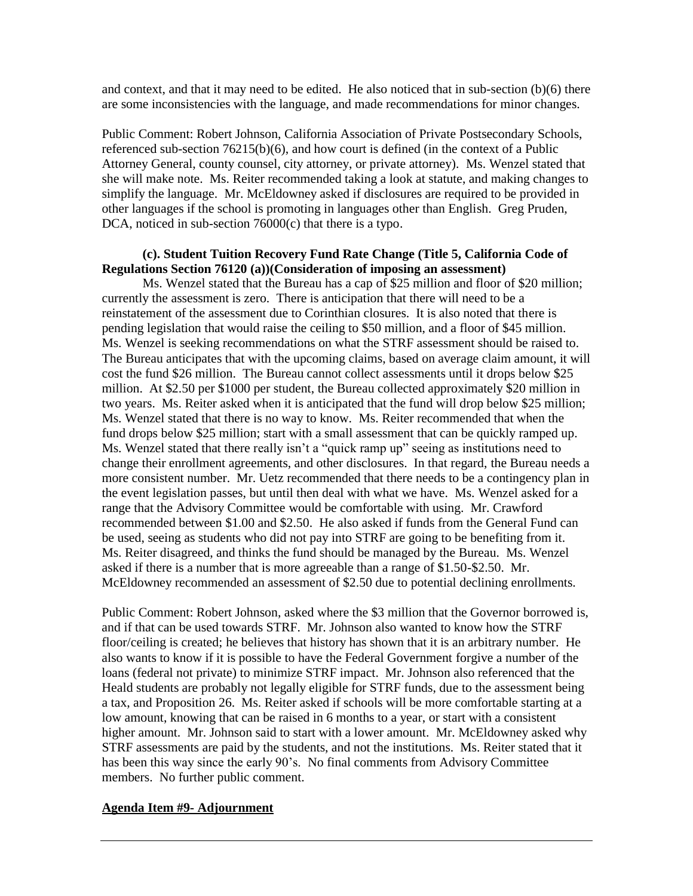and context, and that it may need to be edited. He also noticed that in sub-section (b)(6) there are some inconsistencies with the language, and made recommendations for minor changes.

Public Comment: Robert Johnson, California Association of Private Postsecondary Schools, referenced sub-section 76215(b)(6), and how court is defined (in the context of a Public Attorney General, county counsel, city attorney, or private attorney). Ms. Wenzel stated that she will make note. Ms. Reiter recommended taking a look at statute, and making changes to simplify the language. Mr. McEldowney asked if disclosures are required to be provided in other languages if the school is promoting in languages other than English. Greg Pruden, DCA, noticed in sub-section 76000(c) that there is a typo.

**(c). Student Tuition Recovery Fund Rate Change (Title 5, California Code of Regulations Section 76120 (a))(Consideration of imposing an assessment)**

Ms. Wenzel stated that the Bureau has a cap of \$25 million and floor of \$20 million; currently the assessment is zero. There is anticipation that there will need to be a reinstatement of the assessment due to Corinthian closures. It is also noted that there is pending legislation that would raise the ceiling to \$50 million, and a floor of \$45 million. Ms. Wenzel is seeking recommendations on what the STRF assessment should be raised to. The Bureau anticipates that with the upcoming claims, based on average claim amount, it will cost the fund \$26 million. The Bureau cannot collect assessments until it drops below \$25 million. At \$2.50 per \$1000 per student, the Bureau collected approximately \$20 million in two years. Ms. Reiter asked when it is anticipated that the fund will drop below \$25 million; Ms. Wenzel stated that there is no way to know. Ms. Reiter recommended that when the fund drops below \$25 million; start with a small assessment that can be quickly ramped up. Ms. Wenzel stated that there really isn't a "quick ramp up" seeing as institutions need to change their enrollment agreements, and other disclosures. In that regard, the Bureau needs a more consistent number. Mr. Uetz recommended that there needs to be a contingency plan in the event legislation passes, but until then deal with what we have. Ms. Wenzel asked for a range that the Advisory Committee would be comfortable with using. Mr. Crawford recommended between \$1.00 and \$2.50. He also asked if funds from the General Fund can be used, seeing as students who did not pay into STRF are going to be benefiting from it. Ms. Reiter disagreed, and thinks the fund should be managed by the Bureau. Ms. Wenzel asked if there is a number that is more agreeable than a range of \$1.50-\$2.50. Mr. McEldowney recommended an assessment of \$2.50 due to potential declining enrollments.

Public Comment: Robert Johnson, asked where the \$3 million that the Governor borrowed is, and if that can be used towards STRF. Mr. Johnson also wanted to know how the STRF floor/ceiling is created; he believes that history has shown that it is an arbitrary number. He also wants to know if it is possible to have the Federal Government forgive a number of the loans (federal not private) to minimize STRF impact. Mr. Johnson also referenced that the Heald students are probably not legally eligible for STRF funds, due to the assessment being a tax, and Proposition 26. Ms. Reiter asked if schools will be more comfortable starting at a low amount, knowing that can be raised in 6 months to a year, or start with a consistent higher amount. Mr. Johnson said to start with a lower amount. Mr. McEldowney asked why STRF assessments are paid by the students, and not the institutions. Ms. Reiter stated that it has been this way since the early 90's. No final comments from Advisory Committee members. No further public comment.

**Agenda Item #9- Adjournment**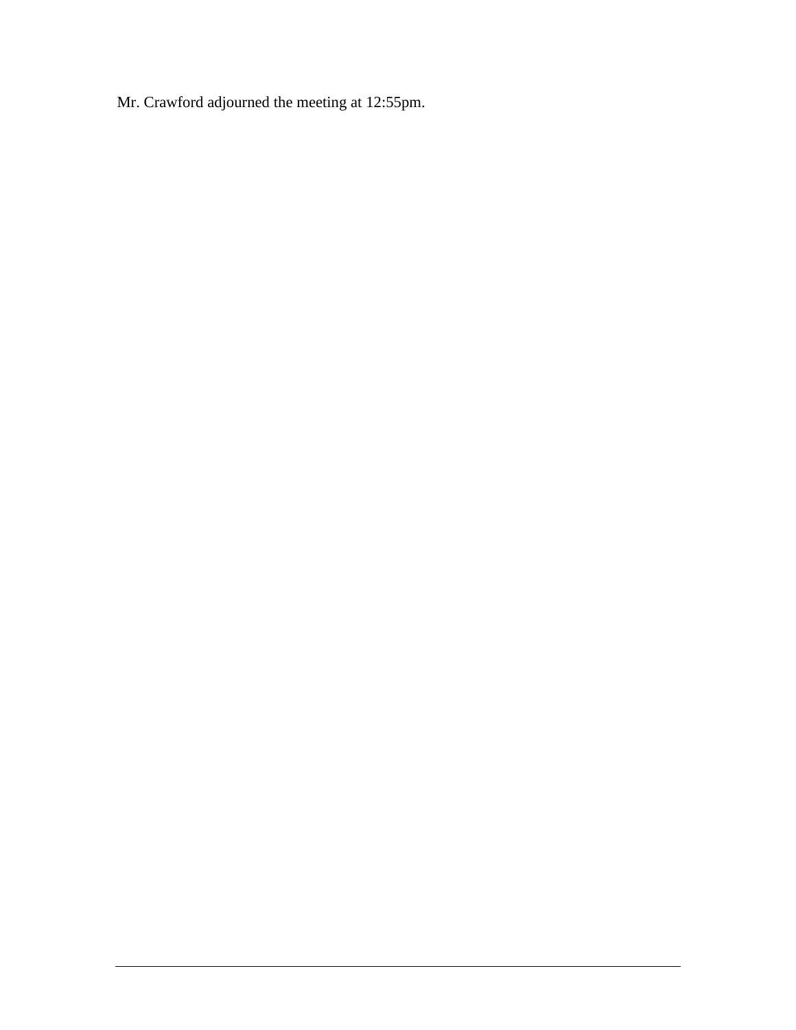Mr. Crawford adjourned the meeting at 12:55pm.